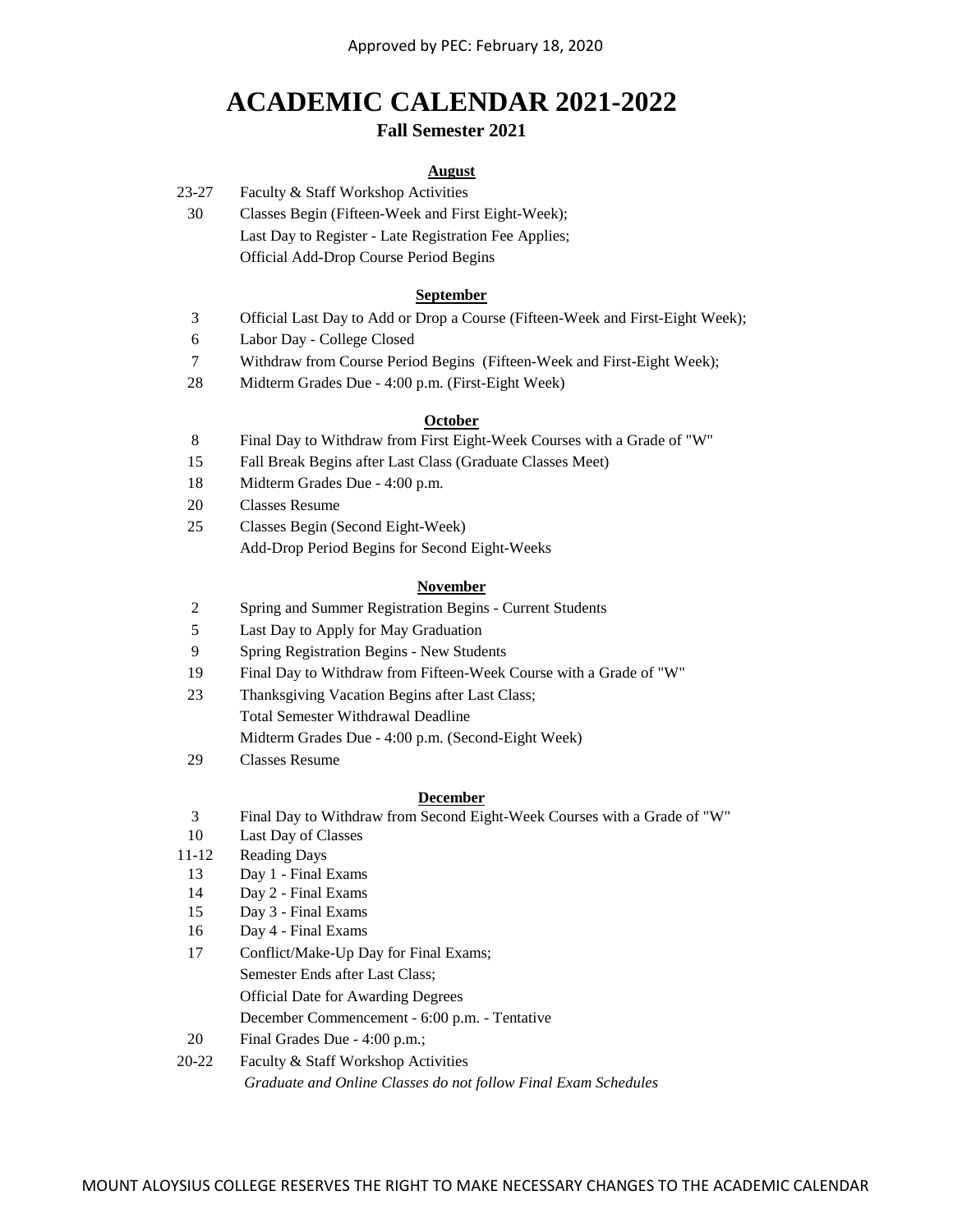Approved by PEC: February 18, 2020

# ACADEMIC CALENDAR 2021-2022

## Fall Semester 2021

### August

| | |
|---|---|
| 23-27 | Faculty & Staff Workshop Activities |
| 30 | Classes Begin (Fifteen-Week and First Eight-Week); Last Day to Register - Late Registration Fee Applies; Official Add-Drop Course Period Begins |

### September

| | |
|---|---|
| 3 | Official Last Day to Add or Drop a Course (Fifteen-Week and First-Eight Week); |
| 6 | Labor Day - College Closed |
| 7 | Withdraw from Course Period Begins (Fifteen-Week and First-Eight Week); |
| 28 | Midterm Grades Due - 4:00 p.m. (First-Eight Week) |

### October

| | |
|---|---|
| 8 | Final Day to Withdraw from First Eight-Week Courses with a Grade of "W" |
| 15 | Fall Break Begins after Last Class (Graduate Classes Meet) |
| 18 | Midterm Grades Due - 4:00 p.m. |
| 20 | Classes Resume |
| 25 | Classes Begin (Second Eight-Week) Add-Drop Period Begins for Second Eight-Weeks |

### November

| | |
|---|---|
| 2 | Spring and Summer Registration Begins - Current Students |
| 5 | Last Day to Apply for May Graduation |
| 9 | Spring Registration Begins - New Students |
| 19 | Final Day to Withdraw from Fifteen-Week Course with a Grade of "W" |
| 23 | Thanksgiving Vacation Begins after Last Class; Total Semester Withdrawal Deadline Midterm Grades Due - 4:00 p.m. (Second-Eight Week) |
| 29 | Classes Resume |

### December

| | |
|---|---|
| 3 | Final Day to Withdraw from Second Eight-Week Courses with a Grade of "W" |
| 10 | Last Day of Classes |
| 11-12 | Reading Days |
| 13 | Day 1 - Final Exams |
| 14 | Day 2 - Final Exams |
| 15 | Day 3 - Final Exams |
| 16 | Day 4 - Final Exams |
| 17 | Conflict/Make-Up Day for Final Exams; Semester Ends after Last Class; Official Date for Awarding Degrees December Commencement - 6:00 p.m. - Tentative |
| 20 | Final Grades Due - 4:00 p.m.; |
| 20-22 | Faculty & Staff Workshop Activities |

*Graduate and Online Classes do not follow Final Exam Schedules*

MOUNT ALOYSIUS COLLEGE RESERVES THE RIGHT TO MAKE NECESSARY CHANGES TO THE ACADEMIC CALENDAR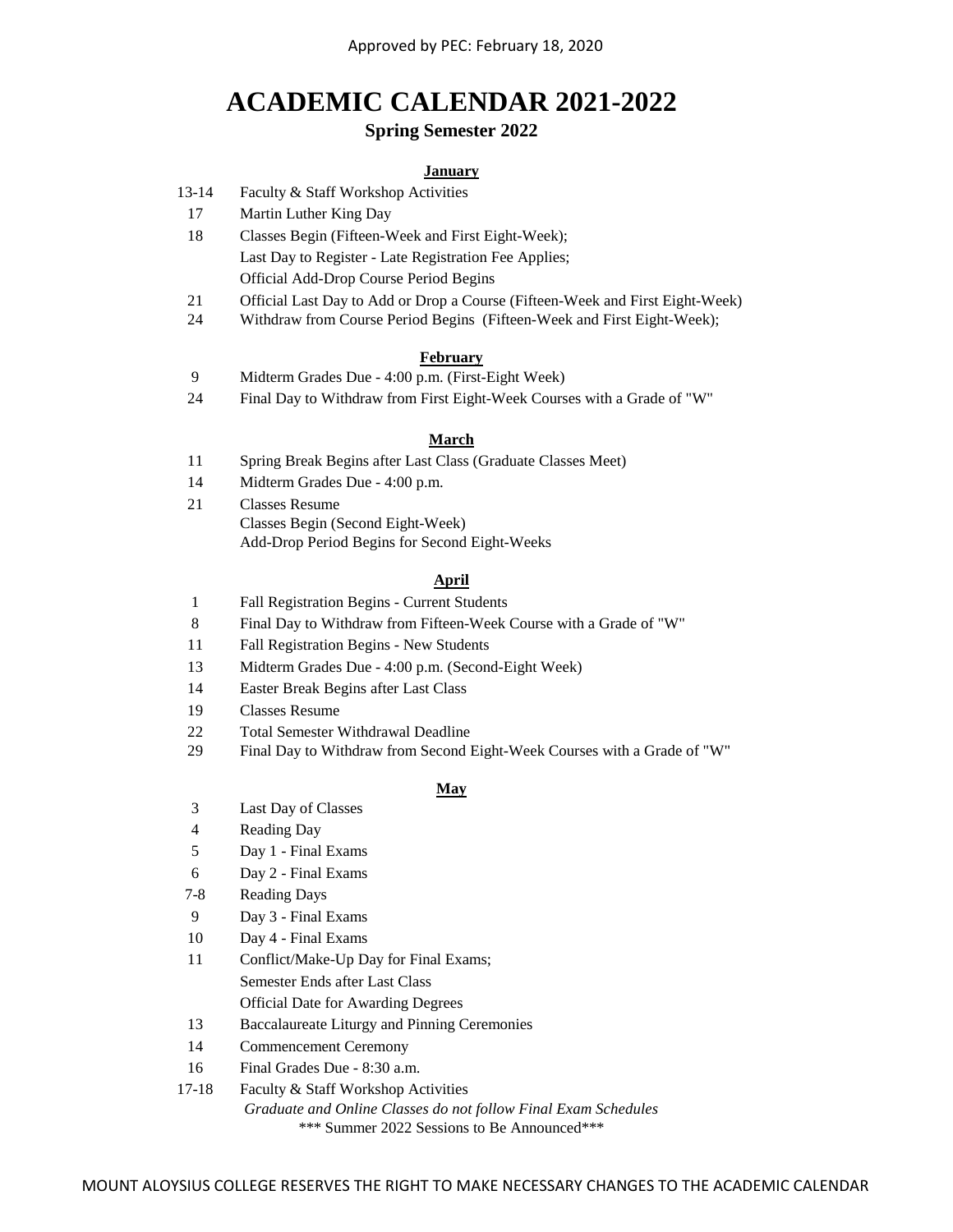Approved by PEC: February 18, 2020

# ACADEMIC CALENDAR 2021-2022

## Spring Semester 2022

### January

| | |
|---|---|
| 13-14 | Faculty & Staff Workshop Activities |
| 17 | Martin Luther King Day |
| 18 | Classes Begin (Fifteen-Week and First Eight-Week); |
| | Last Day to Register - Late Registration Fee Applies; |
| | Official Add-Drop Course Period Begins |
| 21 | Official Last Day to Add or Drop a Course (Fifteen-Week and First Eight-Week) |
| 24 | Withdraw from Course Period Begins (Fifteen-Week and First Eight-Week); |

### February

| | |
|---|---|
| 9 | Midterm Grades Due - 4:00 p.m. (First-Eight Week) |
| 24 | Final Day to Withdraw from First Eight-Week Courses with a Grade of "W" |

### March

| | |
|---|---|
| 11 | Spring Break Begins after Last Class (Graduate Classes Meet) |
| 14 | Midterm Grades Due - 4:00 p.m. |
| 21 | Classes Resume |
| | Classes Begin (Second Eight-Week) |
| | Add-Drop Period Begins for Second Eight-Weeks |

### April

| | |
|---|---|
| 1 | Fall Registration Begins - Current Students |
| 8 | Final Day to Withdraw from Fifteen-Week Course with a Grade of "W" |
| 11 | Fall Registration Begins - New Students |
| 13 | Midterm Grades Due - 4:00 p.m. (Second-Eight Week) |
| 14 | Easter Break Begins after Last Class |
| 19 | Classes Resume |
| 22 | Total Semester Withdrawal Deadline |
| 29 | Final Day to Withdraw from Second Eight-Week Courses with a Grade of "W" |

### May

| | |
|---|---|
| 3 | Last Day of Classes |
| 4 | Reading Day |
| 5 | Day 1 - Final Exams |
| 6 | Day 2 - Final Exams |
| 7-8 | Reading Days |
| 9 | Day 3 - Final Exams |
| 10 | Day 4 - Final Exams |
| 11 | Conflict/Make-Up Day for Final Exams; |
| | Semester Ends after Last Class |
| | Official Date for Awarding Degrees |
| 13 | Baccalaureate Liturgy and Pinning Ceremonies |
| 14 | Commencement Ceremony |
| 16 | Final Grades Due - 8:30 a.m. |
| 17-18 | Faculty & Staff Workshop Activities |

*Graduate and Online Classes do not follow Final Exam Schedules*

*** Summer 2022 Sessions to Be Announced***

MOUNT ALOYSIUS COLLEGE RESERVES THE RIGHT TO MAKE NECESSARY CHANGES TO THE ACADEMIC CALENDAR